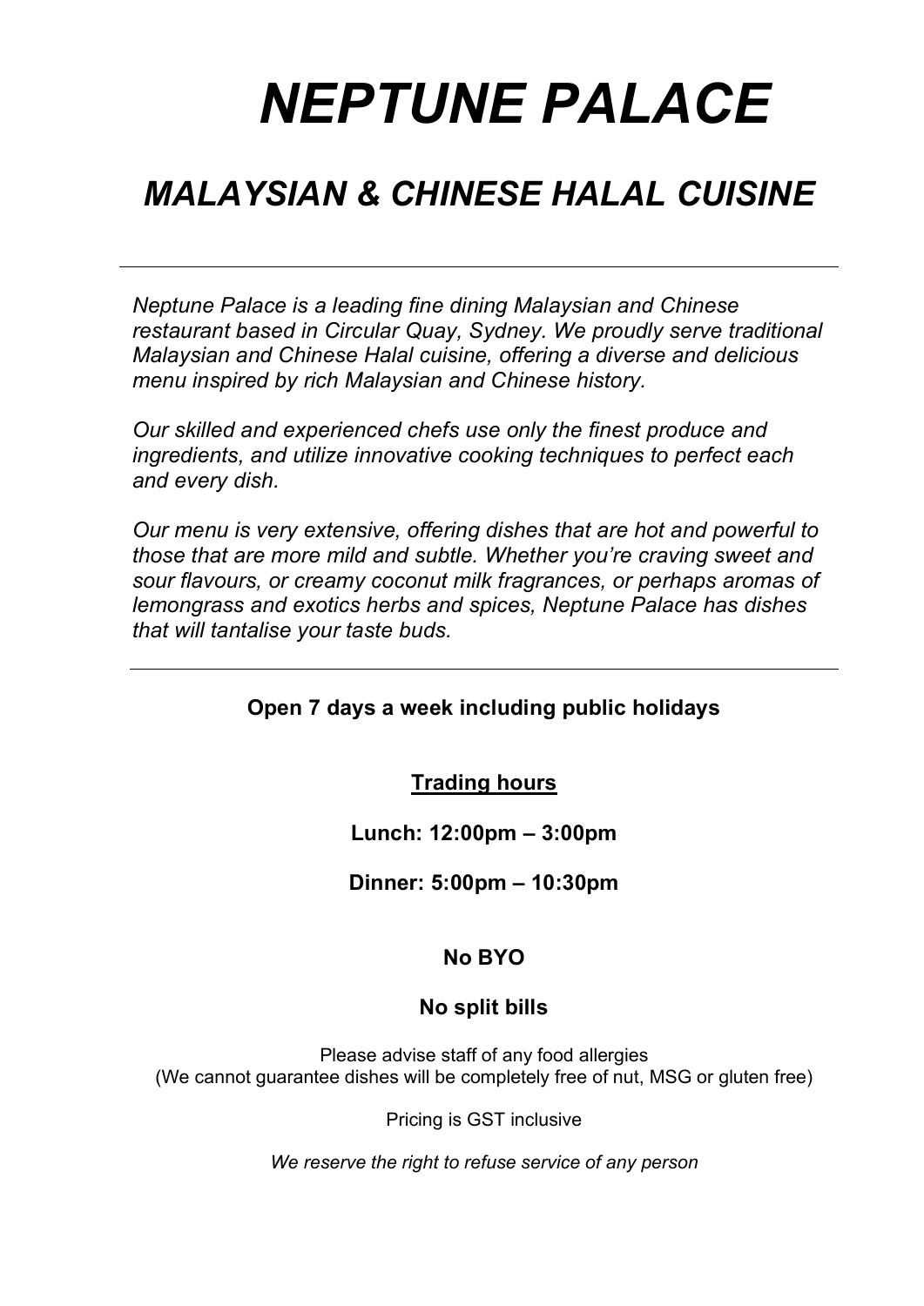# *NEPTUNE PALACE*

## *MALAYSIAN & CHINESE HALAL CUISINE*

---

*Neptune Palace is a leading fine dining Malaysian and Chinese restaurant based in Circular Quay, Sydney. We proudly serve traditional Malaysian and Chinese Halal cuisine, offering a diverse and delicious menu inspired by rich Malaysian and Chinese history.*

*Our skilled and experienced chefs use only the finest produce and ingredients, and utilize innovative cooking techniques to perfect each and every dish.*

*Our menu is very extensive, offering dishes that are hot and powerful to those that are more mild and subtle. Whether you're craving sweet and sour flavours, or creamy coconut milk fragrances, or perhaps aromas of lemongrass and exotics herbs and spices, Neptune Palace has dishes that will tantalise your taste buds.*

---

**Open 7 days a week including public holidays**

**Trading hours**

**Lunch: 12:00pm – 3:00pm**

**Dinner: 5:00pm – 10:30pm**

**No BYO**

**No split bills**

Please advise staff of any food allergies
(We cannot guarantee dishes will be completely free of nut, MSG or gluten free)

Pricing is GST inclusive

*We reserve the right to refuse service of any person*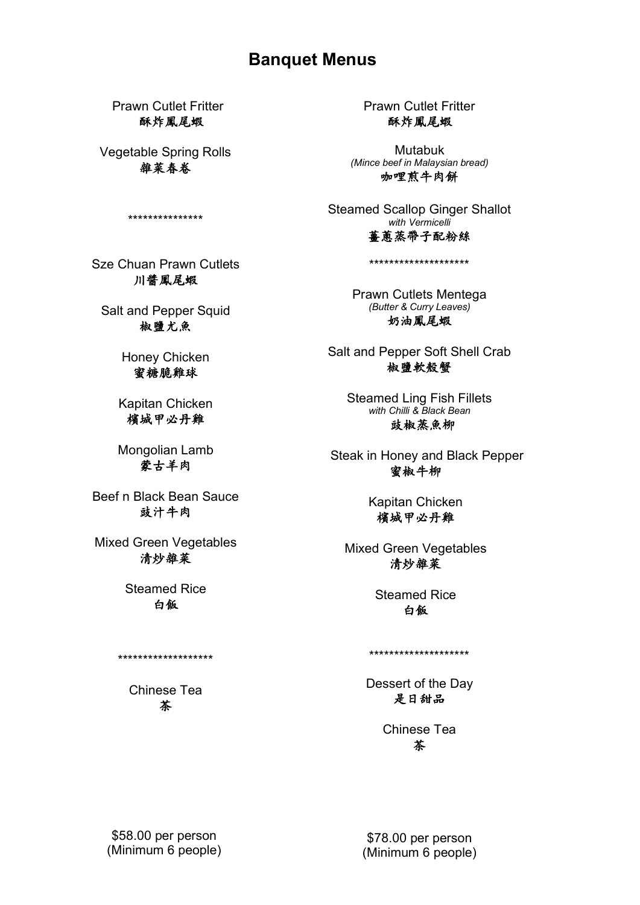# Banquet Menus

Prawn Cutlet Fritter
酥炸鳳尾蝦

Vegetable Spring Rolls
雜菜春卷

***************

Sze Chuan Prawn Cutlets
川醬鳳尾蝦

Salt and Pepper Squid
椒鹽尤魚

Honey Chicken
蜜糖脆雞球

Kapitan Chicken
檳城甲必丹雞

Mongolian Lamb
蒙古羊肉

Beef n Black Bean Sauce
豉汁牛肉

Mixed Green Vegetables
清炒雜菜

Steamed Rice
白飯

*******************

Chinese Tea
茶

$58.00 per person
(Minimum 6 people)

---

Prawn Cutlet Fritter
酥炸鳳尾蝦

Mutabuk
*(Mince beef in Malaysian bread)*
咖哩煎牛肉餅

Steamed Scallop Ginger Shallot
*with Vermicelli*
薑蔥蒸帶子配粉絲

********************

Prawn Cutlets Mentega
*(Butter & Curry Leaves)*
奶油鳳尾蝦

Salt and Pepper Soft Shell Crab
椒鹽軟殼蟹

Steamed Ling Fish Fillets
*with Chilli & Black Bean*
豉椒蒸魚柳

Steak in Honey and Black Pepper
蜜椒牛柳

Kapitan Chicken
檳城甲必丹雞

Mixed Green Vegetables
清炒雜菜

Steamed Rice
白飯

********************

Dessert of the Day
是日甜品

Chinese Tea
茶

$78.00 per person
(Minimum 6 people)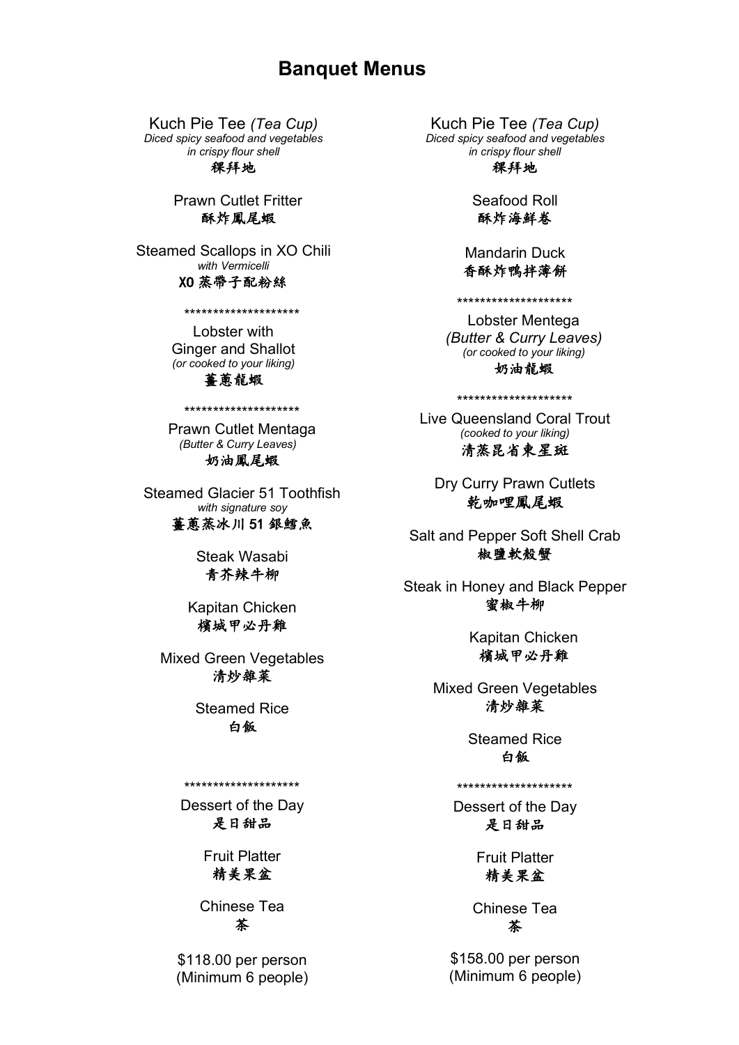# Banquet Menus

Kuch Pie Tee *(Tea Cup)*
*Diced spicy seafood and vegetables in crispy flour shell*
粿拜地

Prawn Cutlet Fritter
酥炸鳳尾蝦

Steamed Scallops in XO Chili
*with Vermicelli*
XO 蒸帶子配粉絲

********************

Lobster with Ginger and Shallot
*(or cooked to your liking)*
薑蔥龍蝦

********************

Prawn Cutlet Mentaga
*(Butter & Curry Leaves)*
奶油鳳尾蝦

Steamed Glacier 51 Toothfish
*with signature soy*
薑蔥蒸冰川 51 銀鱈魚

Steak Wasabi
青芥辣牛柳

Kapitan Chicken
檳城甲必丹雞

Mixed Green Vegetables
清炒雜菜

Steamed Rice
白飯

********************

Dessert of the Day
是日甜品

Fruit Platter
精美果盆

Chinese Tea
茶

$118.00 per person
(Minimum 6 people)

---

Kuch Pie Tee *(Tea Cup)*
*Diced spicy seafood and vegetables in crispy flour shell*
粿拜地

Seafood Roll
酥炸海鮮卷

Mandarin Duck
香酥炸鴨拌薄餅

********************

Lobster Mentega
*(Butter & Curry Leaves)*
*(or cooked to your liking)*
奶油龍蝦

********************

Live Queensland Coral Trout
*(cooked to your liking)*
清蒸昆省東星斑

Dry Curry Prawn Cutlets
乾咖哩鳳尾蝦

Salt and Pepper Soft Shell Crab
椒鹽軟殼蟹

Steak in Honey and Black Pepper
蜜椒牛柳

Kapitan Chicken
檳城甲必丹雞

Mixed Green Vegetables
清炒雜菜

Steamed Rice
白飯

********************

Dessert of the Day
是日甜品

Fruit Platter
精美果盆

Chinese Tea
茶

$158.00 per person
(Minimum 6 people)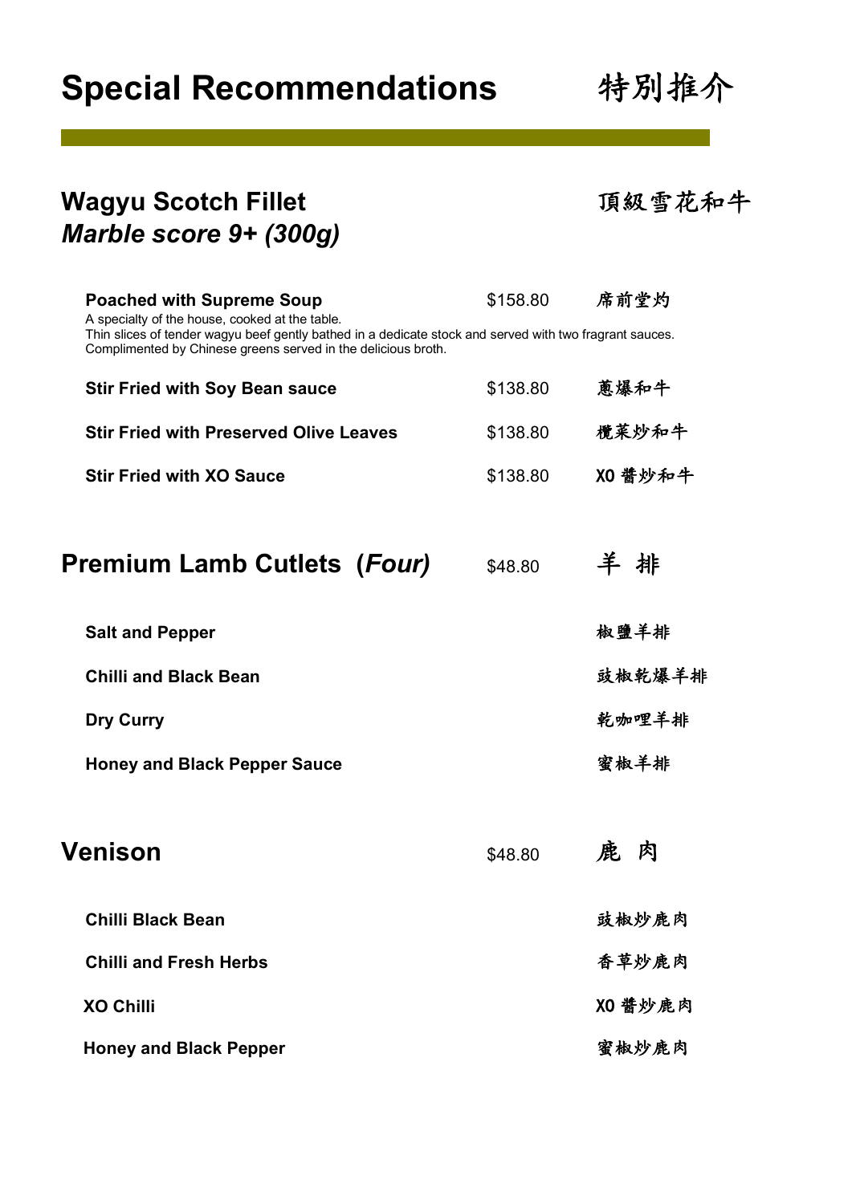# Special Recommendations 特別推介

## Wagyu Scotch Fillet 頂級雪花和牛
## *Marble score 9+ (300g)*

| Dish | Price | 中文 |
| --- | --- | --- |
| **Poached with Supreme Soup** | $158.80 | 席前堂灼 |
| **Stir Fried with Soy Bean sauce** | $138.80 | 蔥爆和牛 |
| **Stir Fried with Preserved Olive Leaves** | $138.80 | 欖菜炒和牛 |
| **Stir Fried with XO Sauce** | $138.80 | XO 醬炒和牛 |

**Poached with Supreme Soup** — A specialty of the house, cooked at the table.
Thin slices of tender wagyu beef gently bathed in a dedicate stock and served with two fragrant sauces.
Complimented by Chinese greens served in the delicious broth.

## Premium Lamb Cutlets (*Four*) $48.80 羊 排

| Dish | 中文 |
| --- | --- |
| **Salt and Pepper** | 椒鹽羊排 |
| **Chilli and Black Bean** | 豉椒乾爆羊排 |
| **Dry Curry** | 乾咖哩羊排 |
| **Honey and Black Pepper Sauce** | 蜜椒羊排 |

## Venison $48.80 鹿 肉

| Dish | 中文 |
| --- | --- |
| **Chilli Black Bean** | 豉椒炒鹿肉 |
| **Chilli and Fresh Herbs** | 香草炒鹿肉 |
| **XO Chilli** | XO 醬炒鹿肉 |
| **Honey and Black Pepper** | 蜜椒炒鹿肉 |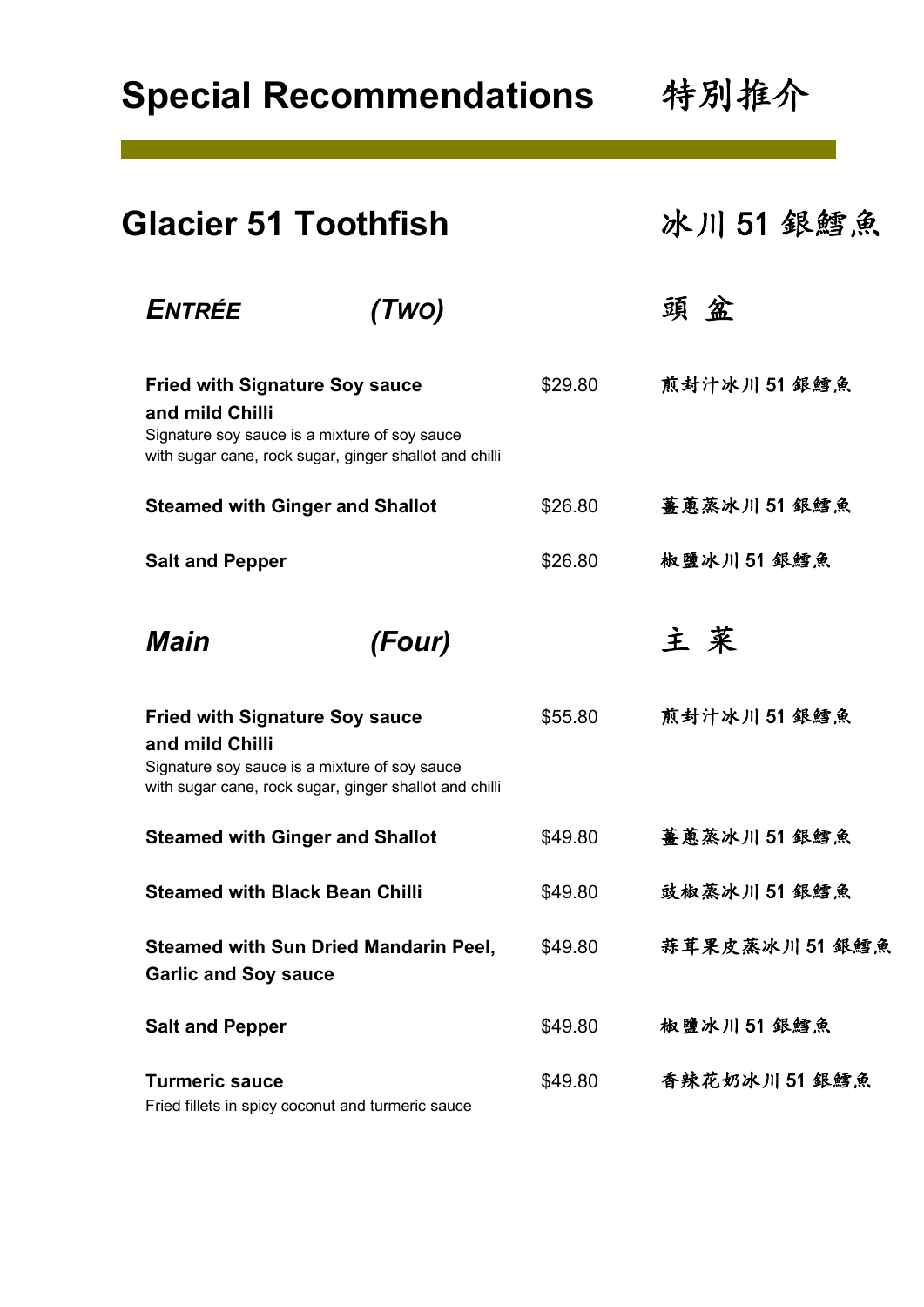# Special Recommendations 特別推介

## Glacier 51 Toothfish 冰川 51 銀鱈魚

### *ENTRÉE (TWO)* 頭 盆

| Dish | Price | 中文 |
|---|---|---|
| **Fried with Signature Soy sauce and mild Chilli**<br>Signature soy sauce is a mixture of soy sauce with sugar cane, rock sugar, ginger shallot and chilli | $29.80 | 煎封汁冰川 51 銀鱈魚 |
| **Steamed with Ginger and Shallot** | $26.80 | 薑蔥蒸冰川 51 銀鱈魚 |
| **Salt and Pepper** | $26.80 | 椒鹽冰川 51 銀鱈魚 |

### *Main (Four)* 主 菜

| Dish | Price | 中文 |
|---|---|---|
| **Fried with Signature Soy sauce and mild Chilli**<br>Signature soy sauce is a mixture of soy sauce with sugar cane, rock sugar, ginger shallot and chilli | $55.80 | 煎封汁冰川 51 銀鱈魚 |
| **Steamed with Ginger and Shallot** | $49.80 | 薑蔥蒸冰川 51 銀鱈魚 |
| **Steamed with Black Bean Chilli** | $49.80 | 豉椒蒸冰川 51 銀鱈魚 |
| **Steamed with Sun Dried Mandarin Peel, Garlic and Soy sauce** | $49.80 | 蒜茸果皮蒸冰川 51 銀鱈魚 |
| **Salt and Pepper** | $49.80 | 椒鹽冰川 51 銀鱈魚 |
| **Turmeric sauce**<br>Fried fillets in spicy coconut and turmeric sauce | $49.80 | 香辣花奶冰川 51 銀鱈魚 |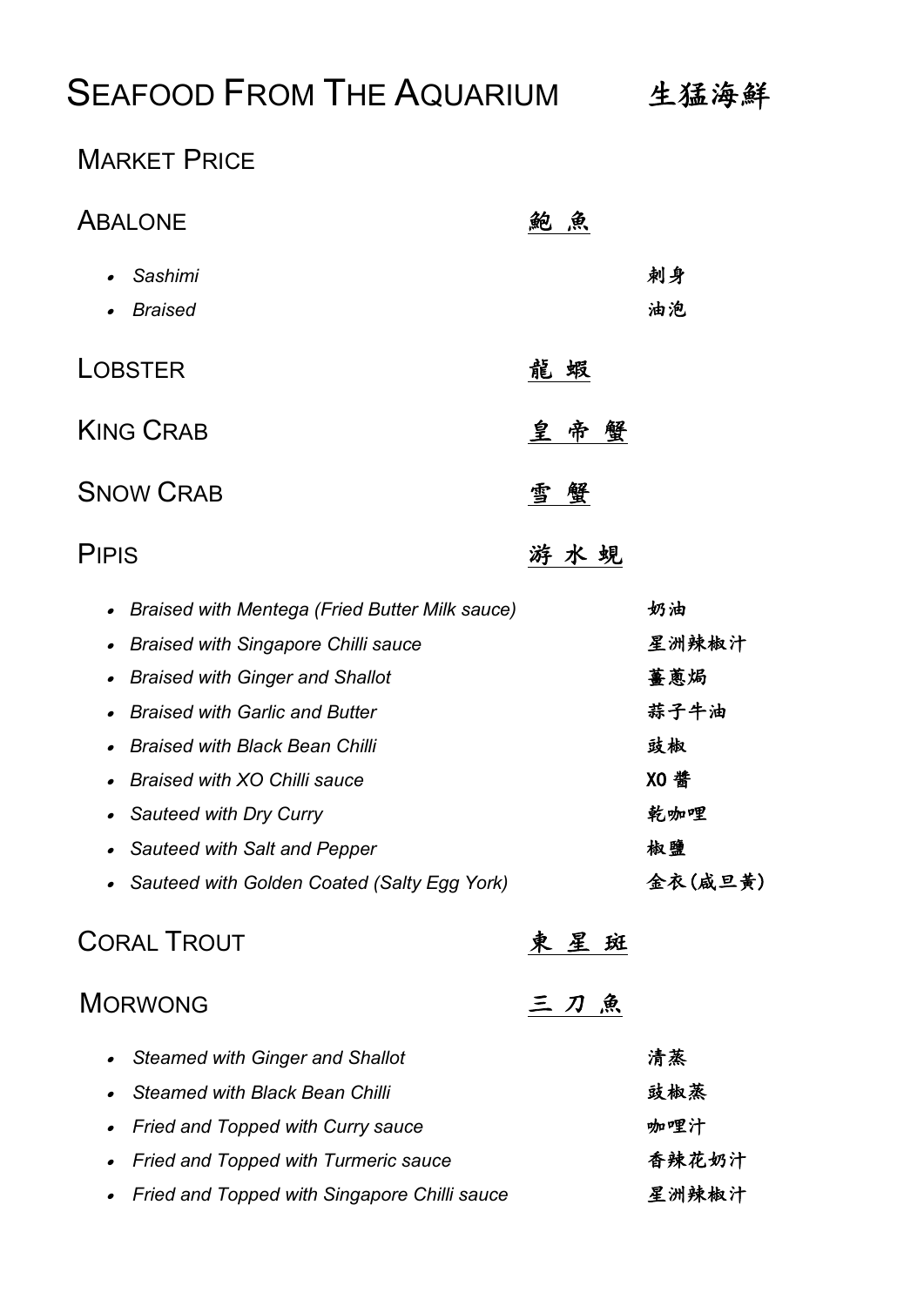# Seafood From The Aquarium 生猛海鮮

## Market Price

### Abalone 鮑 魚

- *Sashimi* 刺身
- *Braised* 油泡

### Lobster 龍 蝦

### King Crab 皇 帝 蟹

### Snow Crab 雪 蟹

### Pipis 游 水 蜆

- *Braised with Mentega (Fried Butter Milk sauce)* 奶油
- *Braised with Singapore Chilli sauce* 星洲辣椒汁
- *Braised with Ginger and Shallot* 薑蔥焗
- *Braised with Garlic and Butter* 蒜子牛油
- *Braised with Black Bean Chilli* 豉椒
- *Braised with XO Chilli sauce* XO 醬
- *Sauteed with Dry Curry* 乾咖哩
- *Sauteed with Salt and Pepper* 椒鹽
- *Sauteed with Golden Coated (Salty Egg York)* 金衣(咸旦黃)

### Coral Trout 東 星 斑

### Morwong 三 刀 魚

- *Steamed with Ginger and Shallot* 清蒸
- *Steamed with Black Bean Chilli* 豉椒蒸
- *Fried and Topped with Curry sauce* 咖哩汁
- *Fried and Topped with Turmeric sauce* 香辣花奶汁
- *Fried and Topped with Singapore Chilli sauce* 星洲辣椒汁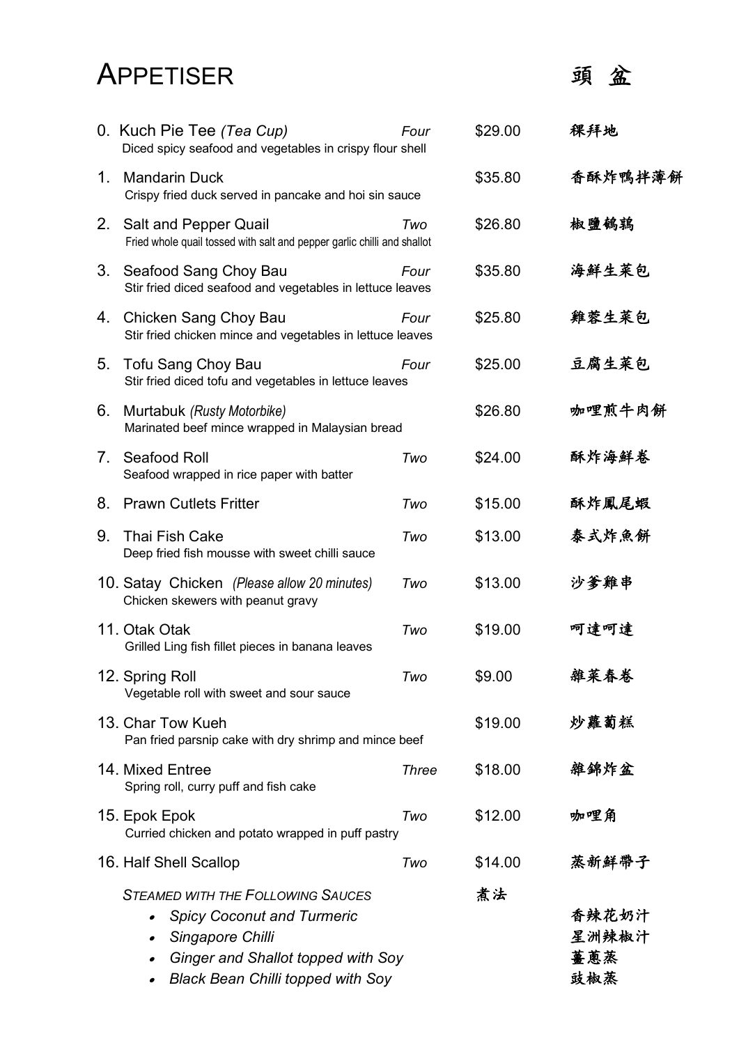# Appetiser 頭盆

| No. | Item | Qty | Price | Chinese |
|---|---|---|---|---|
| 0. | Kuch Pie Tee *(Tea Cup)*<br>Diced spicy seafood and vegetables in crispy flour shell | Four | $29.00 | 粿拜地 |
| 1. | Mandarin Duck<br>Crispy fried duck served in pancake and hoi sin sauce | | $35.80 | 香酥炸鴨拌薄餅 |
| 2. | Salt and Pepper Quail<br>Fried whole quail tossed with salt and pepper garlic chilli and shallot | Two | $26.80 | 椒鹽鵪鶉 |
| 3. | Seafood Sang Choy Bau<br>Stir fried diced seafood and vegetables in lettuce leaves | Four | $35.80 | 海鮮生菜包 |
| 4. | Chicken Sang Choy Bau<br>Stir fried chicken mince and vegetables in lettuce leaves | Four | $25.80 | 雞蓉生菜包 |
| 5. | Tofu Sang Choy Bau<br>Stir fried diced tofu and vegetables in lettuce leaves | Four | $25.00 | 豆腐生菜包 |
| 6. | Murtabuk *(Rusty Motorbike)*<br>Marinated beef mince wrapped in Malaysian bread | | $26.80 | 咖哩煎牛肉餅 |
| 7. | Seafood Roll<br>Seafood wrapped in rice paper with batter | Two | $24.00 | 酥炸海鮮卷 |
| 8. | Prawn Cutlets Fritter | Two | $15.00 | 酥炸鳳尾蝦 |
| 9. | Thai Fish Cake<br>Deep fried fish mousse with sweet chilli sauce | Two | $13.00 | 泰式炸魚餅 |
| 10. | Satay Chicken *(Please allow 20 minutes)*<br>Chicken skewers with peanut gravy | Two | $13.00 | 沙爹雞串 |
| 11. | Otak Otak<br>Grilled Ling fish fillet pieces in banana leaves | Two | $19.00 | 呵達呵達 |
| 12. | Spring Roll<br>Vegetable roll with sweet and sour sauce | Two | $9.00 | 雜菜春卷 |
| 13. | Char Tow Kueh<br>Pan fried parsnip cake with dry shrimp and mince beef | | $19.00 | 炒蘿蔔糕 |
| 14. | Mixed Entree<br>Spring roll, curry puff and fish cake | Three | $18.00 | 雜錦炸盆 |
| 15. | Epok Epok<br>Curried chicken and potato wrapped in puff pastry | Two | $12.00 | 咖哩角 |
| 16. | Half Shell Scallop | Two | $14.00 | 蒸新鮮帶子 |

*Steamed with the Following Sauces* 煮法

- *Spicy Coconut and Turmeric* 香辣花奶汁
- *Singapore Chilli* 星洲辣椒汁
- *Ginger and Shallot topped with Soy* 薑蔥蒸
- *Black Bean Chilli topped with Soy* 豉椒蒸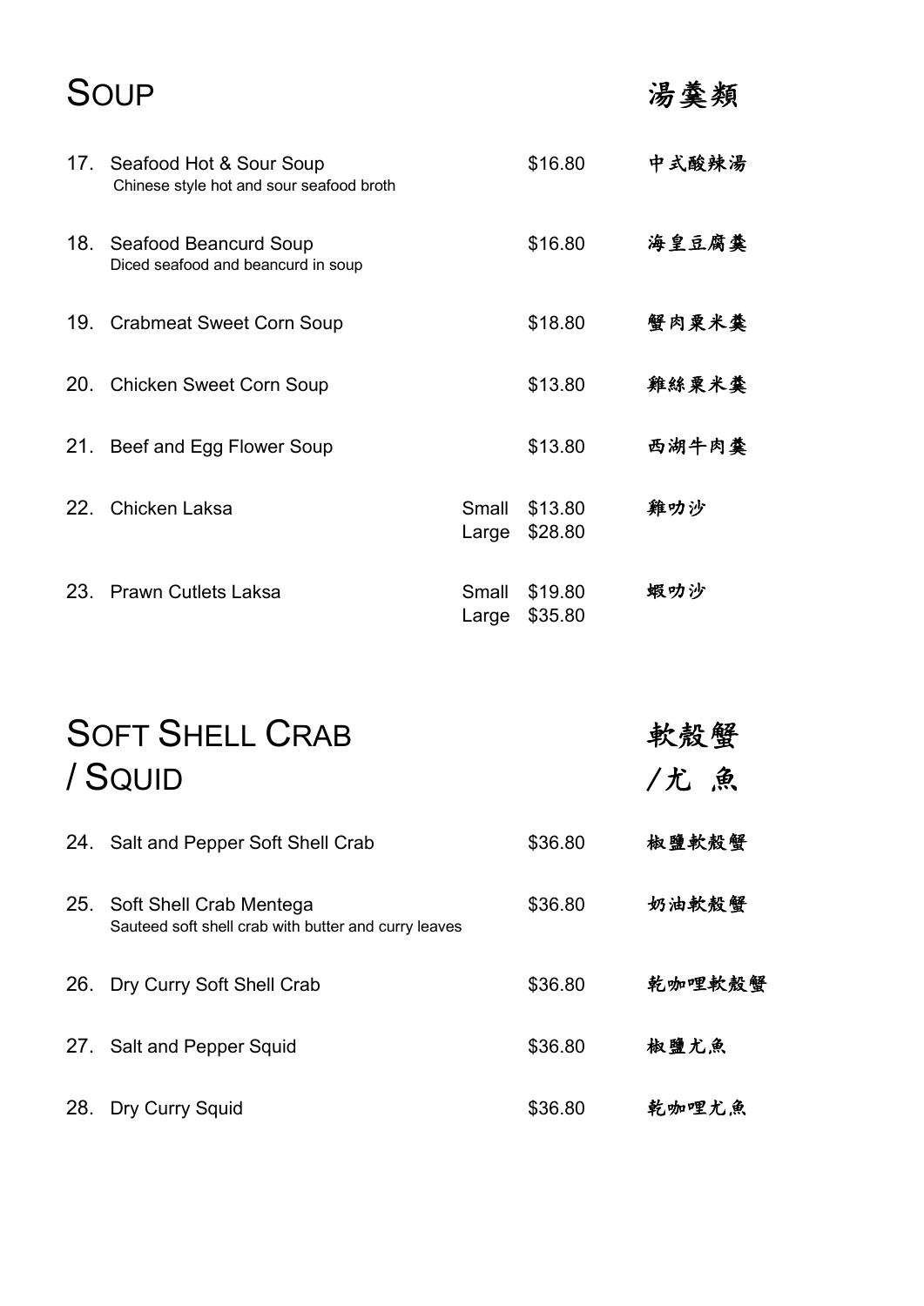## SOUP 湯羹類

| No. | Item | Size | Price | Chinese |
|---|---|---|---|---|
| 17. | Seafood Hot & Sour Soup<br>Chinese style hot and sour seafood broth | | $16.80 | 中式酸辣湯 |
| 18. | Seafood Beancurd Soup<br>Diced seafood and beancurd in soup | | $16.80 | 海皇豆腐羹 |
| 19. | Crabmeat Sweet Corn Soup | | $18.80 | 蟹肉粟米羹 |
| 20. | Chicken Sweet Corn Soup | | $13.80 | 雞絲粟米羹 |
| 21. | Beef and Egg Flower Soup | | $13.80 | 西湖牛肉羹 |
| 22. | Chicken Laksa | Small<br>Large | $13.80<br>$28.80 | 雞叻沙 |
| 23. | Prawn Cutlets Laksa | Small<br>Large | $19.80<br>$35.80 | 蝦叻沙 |

## SOFT SHELL CRAB / SQUID 軟殼蟹 /尤 魚

| No. | Item | Price | Chinese |
|---|---|---|---|
| 24. | Salt and Pepper Soft Shell Crab | $36.80 | 椒鹽軟殼蟹 |
| 25. | Soft Shell Crab Mentega<br>Sauteed soft shell crab with butter and curry leaves | $36.80 | 奶油軟殼蟹 |
| 26. | Dry Curry Soft Shell Crab | $36.80 | 乾咖哩軟殼蟹 |
| 27. | Salt and Pepper Squid | $36.80 | 椒鹽尤魚 |
| 28. | Dry Curry Squid | $36.80 | 乾咖哩尤魚 |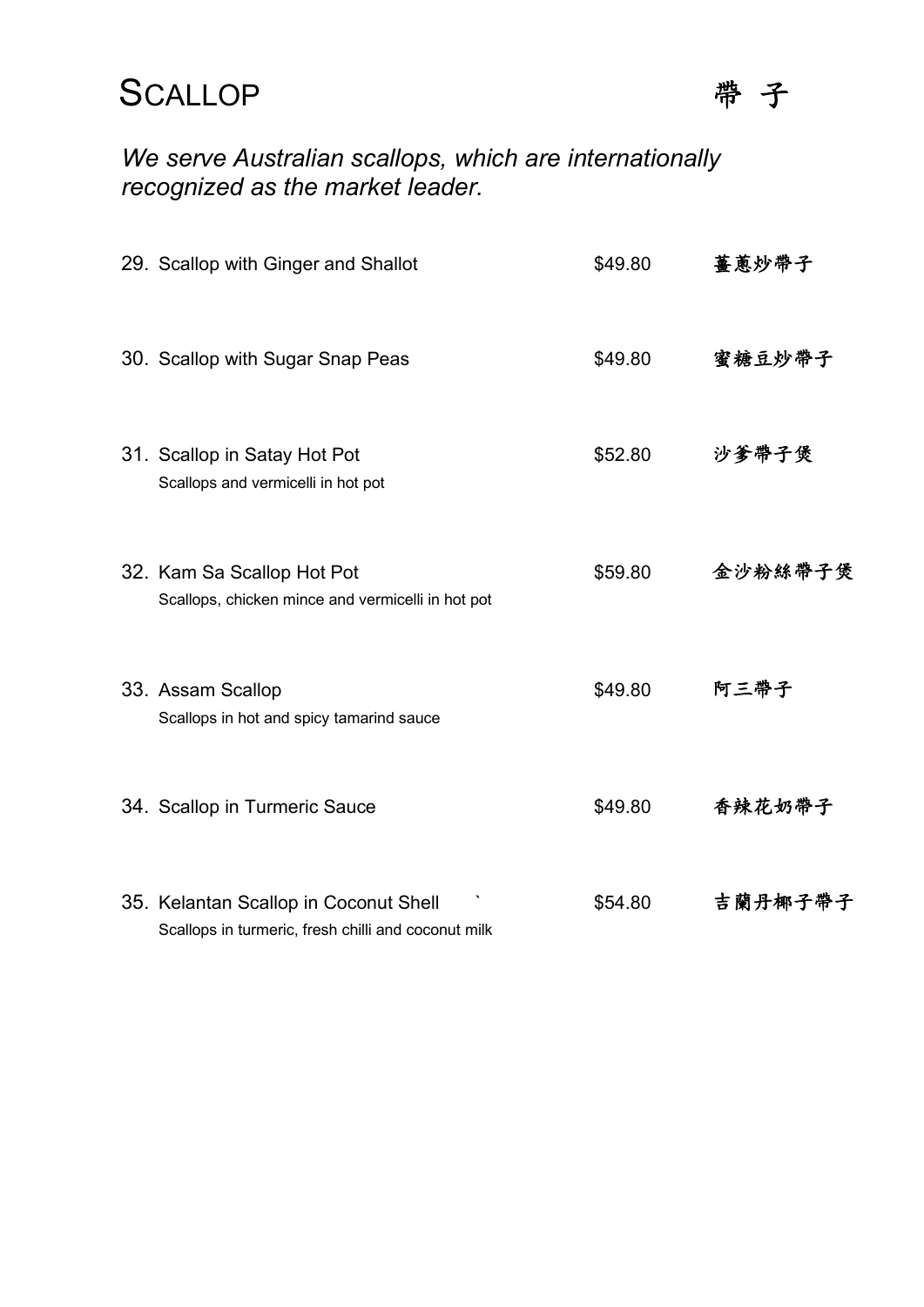# SCALLOP 帶 子

*We serve Australian scallops, which are internationally recognized as the market leader.*

| | | |
|---|---|---|
| 29. Scallop with Ginger and Shallot | $49.80 | 薑蔥炒帶子 |
| 30. Scallop with Sugar Snap Peas | $49.80 | 蜜糖豆炒帶子 |
| 31. Scallop in Satay Hot Pot<br>Scallops and vermicelli in hot pot | $52.80 | 沙爹帶子煲 |
| 32. Kam Sa Scallop Hot Pot<br>Scallops, chicken mince and vermicelli in hot pot | $59.80 | 金沙粉絲帶子煲 |
| 33. Assam Scallop<br>Scallops in hot and spicy tamarind sauce | $49.80 | 阿三帶子 |
| 34. Scallop in Turmeric Sauce | $49.80 | 香辣花奶帶子 |
| 35. Kelantan Scallop in Coconut Shell `<br>Scallops in turmeric, fresh chilli and coconut milk | $54.80 | 吉蘭丹椰子帶子 |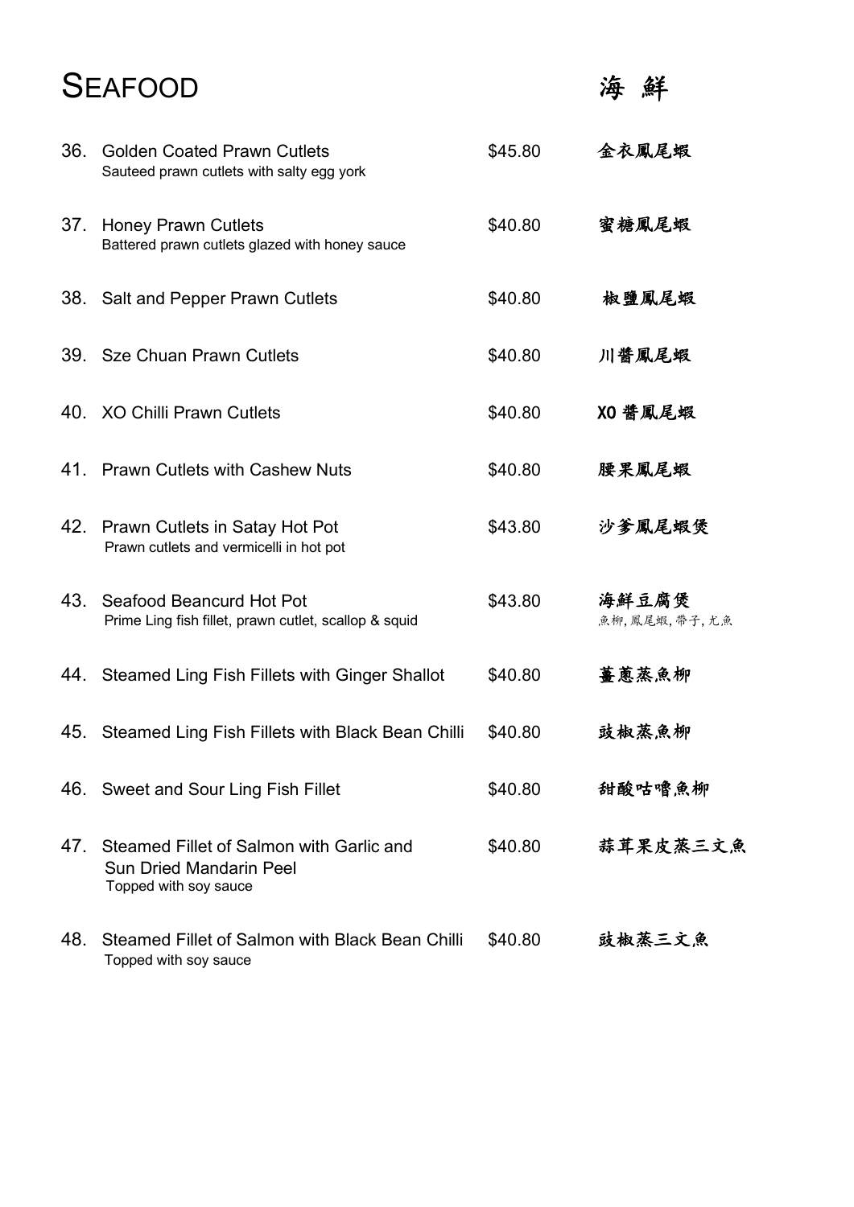# SEAFOOD 海 鮮

| No. | Dish | Price | 中文 |
|---|---|---|---|
| 36. | Golden Coated Prawn Cutlets<br>Sauteed prawn cutlets with salty egg york | $45.80 | 金衣鳳尾蝦 |
| 37. | Honey Prawn Cutlets<br>Battered prawn cutlets glazed with honey sauce | $40.80 | 蜜糖鳳尾蝦 |
| 38. | Salt and Pepper Prawn Cutlets | $40.80 | 椒鹽鳳尾蝦 |
| 39. | Sze Chuan Prawn Cutlets | $40.80 | 川醬鳳尾蝦 |
| 40. | XO Chilli Prawn Cutlets | $40.80 | XO 醬鳳尾蝦 |
| 41. | Prawn Cutlets with Cashew Nuts | $40.80 | 腰果鳳尾蝦 |
| 42. | Prawn Cutlets in Satay Hot Pot<br>Prawn cutlets and vermicelli in hot pot | $43.80 | 沙爹鳳尾蝦煲 |
| 43. | Seafood Beancurd Hot Pot<br>Prime Ling fish fillet, prawn cutlet, scallop & squid | $43.80 | 海鮮豆腐煲<br>魚柳, 鳳尾蝦, 帶子, 尤魚 |
| 44. | Steamed Ling Fish Fillets with Ginger Shallot | $40.80 | 薑蔥蒸魚柳 |
| 45. | Steamed Ling Fish Fillets with Black Bean Chilli | $40.80 | 豉椒蒸魚柳 |
| 46. | Sweet and Sour Ling Fish Fillet | $40.80 | 甜酸咕嚕魚柳 |
| 47. | Steamed Fillet of Salmon with Garlic and Sun Dried Mandarin Peel<br>Topped with soy sauce | $40.80 | 蒜茸果皮蒸三文魚 |
| 48. | Steamed Fillet of Salmon with Black Bean Chilli<br>Topped with soy sauce | $40.80 | 豉椒蒸三文魚 |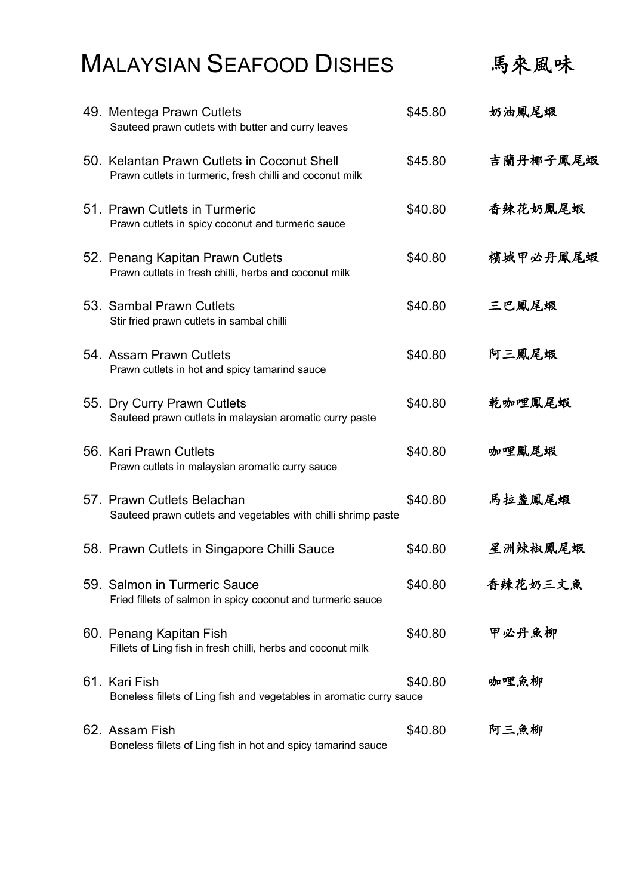# MALAYSIAN SEAFOOD DISHES 馬來風味

| No. | Dish | Price | Chinese |
|---|---|---|---|
| 49. | Mentega Prawn Cutlets<br>Sauteed prawn cutlets with butter and curry leaves | $45.80 | 奶油鳳尾蝦 |
| 50. | Kelantan Prawn Cutlets in Coconut Shell<br>Prawn cutlets in turmeric, fresh chilli and coconut milk | $45.80 | 吉蘭丹椰子鳳尾蝦 |
| 51. | Prawn Cutlets in Turmeric<br>Prawn cutlets in spicy coconut and turmeric sauce | $40.80 | 香辣花奶鳳尾蝦 |
| 52. | Penang Kapitan Prawn Cutlets<br>Prawn cutlets in fresh chilli, herbs and coconut milk | $40.80 | 檳城甲必丹鳳尾蝦 |
| 53. | Sambal Prawn Cutlets<br>Stir fried prawn cutlets in sambal chilli | $40.80 | 三巴鳳尾蝦 |
| 54. | Assam Prawn Cutlets<br>Prawn cutlets in hot and spicy tamarind sauce | $40.80 | 阿三鳳尾蝦 |
| 55. | Dry Curry Prawn Cutlets<br>Sauteed prawn cutlets in malaysian aromatic curry paste | $40.80 | 乾咖哩鳳尾蝦 |
| 56. | Kari Prawn Cutlets<br>Prawn cutlets in malaysian aromatic curry sauce | $40.80 | 咖哩鳳尾蝦 |
| 57. | Prawn Cutlets Belachan<br>Sauteed prawn cutlets and vegetables with chilli shrimp paste | $40.80 | 馬拉盞鳳尾蝦 |
| 58. | Prawn Cutlets in Singapore Chilli Sauce | $40.80 | 星洲辣椒鳳尾蝦 |
| 59. | Salmon in Turmeric Sauce<br>Fried fillets of salmon in spicy coconut and turmeric sauce | $40.80 | 香辣花奶三文魚 |
| 60. | Penang Kapitan Fish<br>Fillets of Ling fish in fresh chilli, herbs and coconut milk | $40.80 | 甲必丹魚柳 |
| 61. | Kari Fish<br>Boneless fillets of Ling fish and vegetables in aromatic curry sauce | $40.80 | 咖哩魚柳 |
| 62. | Assam Fish<br>Boneless fillets of Ling fish in hot and spicy tamarind sauce | $40.80 | 阿三魚柳 |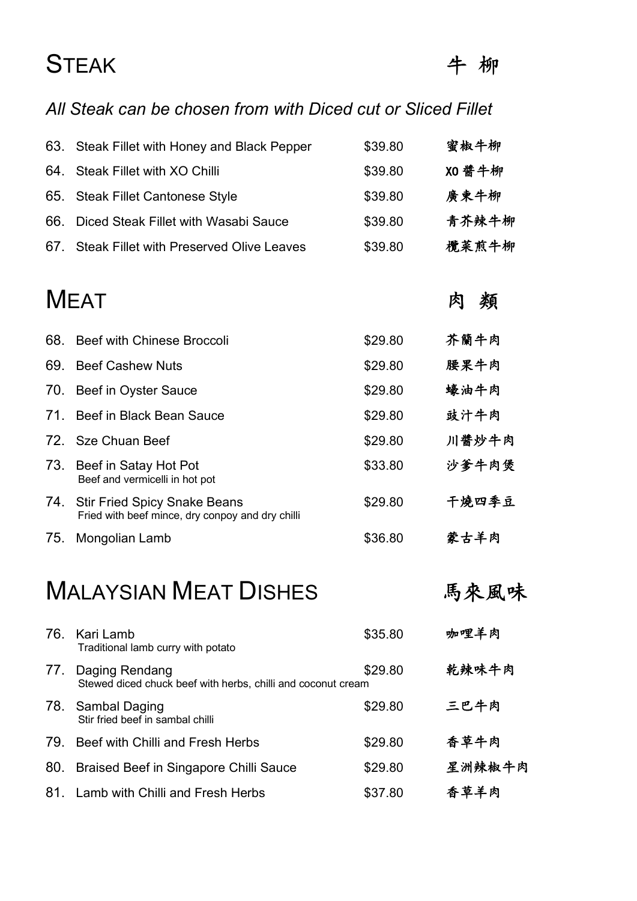# STEAK 牛柳

*All Steak can be chosen from with Diced cut or Sliced Fillet*

| | | | |
|---|---|---|---|
| 63. | Steak Fillet with Honey and Black Pepper | $39.80 | 蜜椒牛柳 |
| 64. | Steak Fillet with XO Chilli | $39.80 | XO 醬牛柳 |
| 65. | Steak Fillet Cantonese Style | $39.80 | 廣東牛柳 |
| 66. | Diced Steak Fillet with Wasabi Sauce | $39.80 | 青芥辣牛柳 |
| 67. | Steak Fillet with Preserved Olive Leaves | $39.80 | 欖菜煎牛柳 |

# MEAT 肉類

| | | | |
|---|---|---|---|
| 68. | Beef with Chinese Broccoli | $29.80 | 芥蘭牛肉 |
| 69. | Beef Cashew Nuts | $29.80 | 腰果牛肉 |
| 70. | Beef in Oyster Sauce | $29.80 | 蠔油牛肉 |
| 71. | Beef in Black Bean Sauce | $29.80 | 豉汁牛肉 |
| 72. | Sze Chuan Beef | $29.80 | 川醬炒牛肉 |
| 73. | Beef in Satay Hot Pot<br>Beef and vermicelli in hot pot | $33.80 | 沙爹牛肉煲 |
| 74. | Stir Fried Spicy Snake Beans<br>Fried with beef mince, dry conpoy and dry chilli | $29.80 | 干燒四季豆 |
| 75. | Mongolian Lamb | $36.80 | 蒙古羊肉 |

# MALAYSIAN MEAT DISHES 馬來風味

| | | | |
|---|---|---|---|
| 76. | Kari Lamb<br>Traditional lamb curry with potato | $35.80 | 咖喱羊肉 |
| 77. | Daging Rendang<br>Stewed diced chuck beef with herbs, chilli and coconut cream | $29.80 | 乾辣味牛肉 |
| 78. | Sambal Daging<br>Stir fried beef in sambal chilli | $29.80 | 三巴牛肉 |
| 79. | Beef with Chilli and Fresh Herbs | $29.80 | 香草牛肉 |
| 80. | Braised Beef in Singapore Chilli Sauce | $29.80 | 星洲辣椒牛肉 |
| 81. | Lamb with Chilli and Fresh Herbs | $37.80 | 香草羊肉 |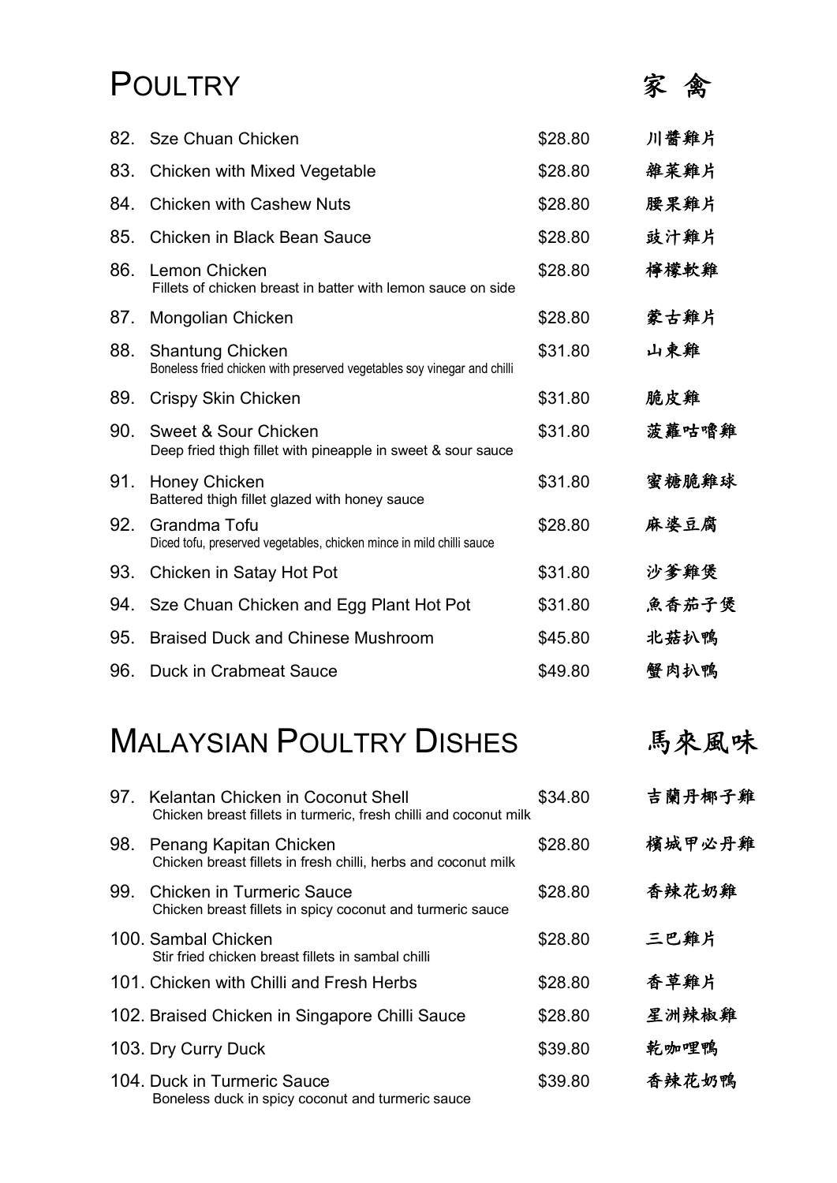# POULTRY 家 禽

| No. | Dish | Price | Chinese |
|---|---|---|---|
| 82. | Sze Chuan Chicken | $28.80 | 川醬雞片 |
| 83. | Chicken with Mixed Vegetable | $28.80 | 雜菜雞片 |
| 84. | Chicken with Cashew Nuts | $28.80 | 腰果雞片 |
| 85. | Chicken in Black Bean Sauce | $28.80 | 豉汁雞片 |
| 86. | Lemon Chicken<br>Fillets of chicken breast in batter with lemon sauce on side | $28.80 | 檸檬軟雞 |
| 87. | Mongolian Chicken | $28.80 | 蒙古雞片 |
| 88. | Shantung Chicken<br>Boneless fried chicken with preserved vegetables soy vinegar and chilli | $31.80 | 山東雞 |
| 89. | Crispy Skin Chicken | $31.80 | 脆皮雞 |
| 90. | Sweet & Sour Chicken<br>Deep fried thigh fillet with pineapple in sweet & sour sauce | $31.80 | 菠蘿咕嚕雞 |
| 91. | Honey Chicken<br>Battered thigh fillet glazed with honey sauce | $31.80 | 蜜糖脆雞球 |
| 92. | Grandma Tofu<br>Diced tofu, preserved vegetables, chicken mince in mild chilli sauce | $28.80 | 麻婆豆腐 |
| 93. | Chicken in Satay Hot Pot | $31.80 | 沙爹雞煲 |
| 94. | Sze Chuan Chicken and Egg Plant Hot Pot | $31.80 | 魚香茄子煲 |
| 95. | Braised Duck and Chinese Mushroom | $45.80 | 北菇扒鴨 |
| 96. | Duck in Crabmeat Sauce | $49.80 | 蟹肉扒鴨 |

# MALAYSIAN POULTRY DISHES 馬來風味

| No. | Dish | Price | Chinese |
|---|---|---|---|
| 97. | Kelantan Chicken in Coconut Shell<br>Chicken breast fillets in turmeric, fresh chilli and coconut milk | $34.80 | 吉蘭丹椰子雞 |
| 98. | Penang Kapitan Chicken<br>Chicken breast fillets in fresh chilli, herbs and coconut milk | $28.80 | 檳城甲必丹雞 |
| 99. | Chicken in Turmeric Sauce<br>Chicken breast fillets in spicy coconut and turmeric sauce | $28.80 | 香辣花奶雞 |
| 100. | Sambal Chicken<br>Stir fried chicken breast fillets in sambal chilli | $28.80 | 三巴雞片 |
| 101. | Chicken with Chilli and Fresh Herbs | $28.80 | 香草雞片 |
| 102. | Braised Chicken in Singapore Chilli Sauce | $28.80 | 星洲辣椒雞 |
| 103. | Dry Curry Duck | $39.80 | 乾咖哩鴨 |
| 104. | Duck in Turmeric Sauce<br>Boneless duck in spicy coconut and turmeric sauce | $39.80 | 香辣花奶鴨 |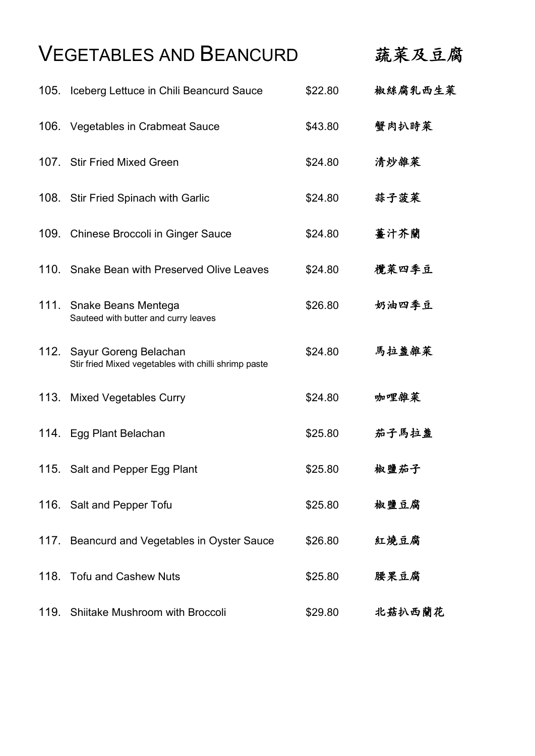# Vegetables and Beancurd 蔬菜及豆腐

| No. | Item | Price | Chinese |
|---|---|---|---|
| 105. | Iceberg Lettuce in Chili Beancurd Sauce | $22.80 | 椒絲腐乳西生菜 |
| 106. | Vegetables in Crabmeat Sauce | $43.80 | 蟹肉扒時菜 |
| 107. | Stir Fried Mixed Green | $24.80 | 清炒雜菜 |
| 108. | Stir Fried Spinach with Garlic | $24.80 | 蒜子菠菜 |
| 109. | Chinese Broccoli in Ginger Sauce | $24.80 | 薑汁芥蘭 |
| 110. | Snake Bean with Preserved Olive Leaves | $24.80 | 欖菜四季豆 |
| 111. | Snake Beans Mentega<br>Sauteed with butter and curry leaves | $26.80 | 奶油四季豆 |
| 112. | Sayur Goreng Belachan<br>Stir fried Mixed vegetables with chilli shrimp paste | $24.80 | 馬拉盞雜菜 |
| 113. | Mixed Vegetables Curry | $24.80 | 咖喱雜菜 |
| 114. | Egg Plant Belachan | $25.80 | 茄子馬拉盞 |
| 115. | Salt and Pepper Egg Plant | $25.80 | 椒鹽茄子 |
| 116. | Salt and Pepper Tofu | $25.80 | 椒鹽豆腐 |
| 117. | Beancurd and Vegetables in Oyster Sauce | $26.80 | 紅燒豆腐 |
| 118. | Tofu and Cashew Nuts | $25.80 | 腰果豆腐 |
| 119. | Shiitake Mushroom with Broccoli | $29.80 | 北菇扒西蘭花 |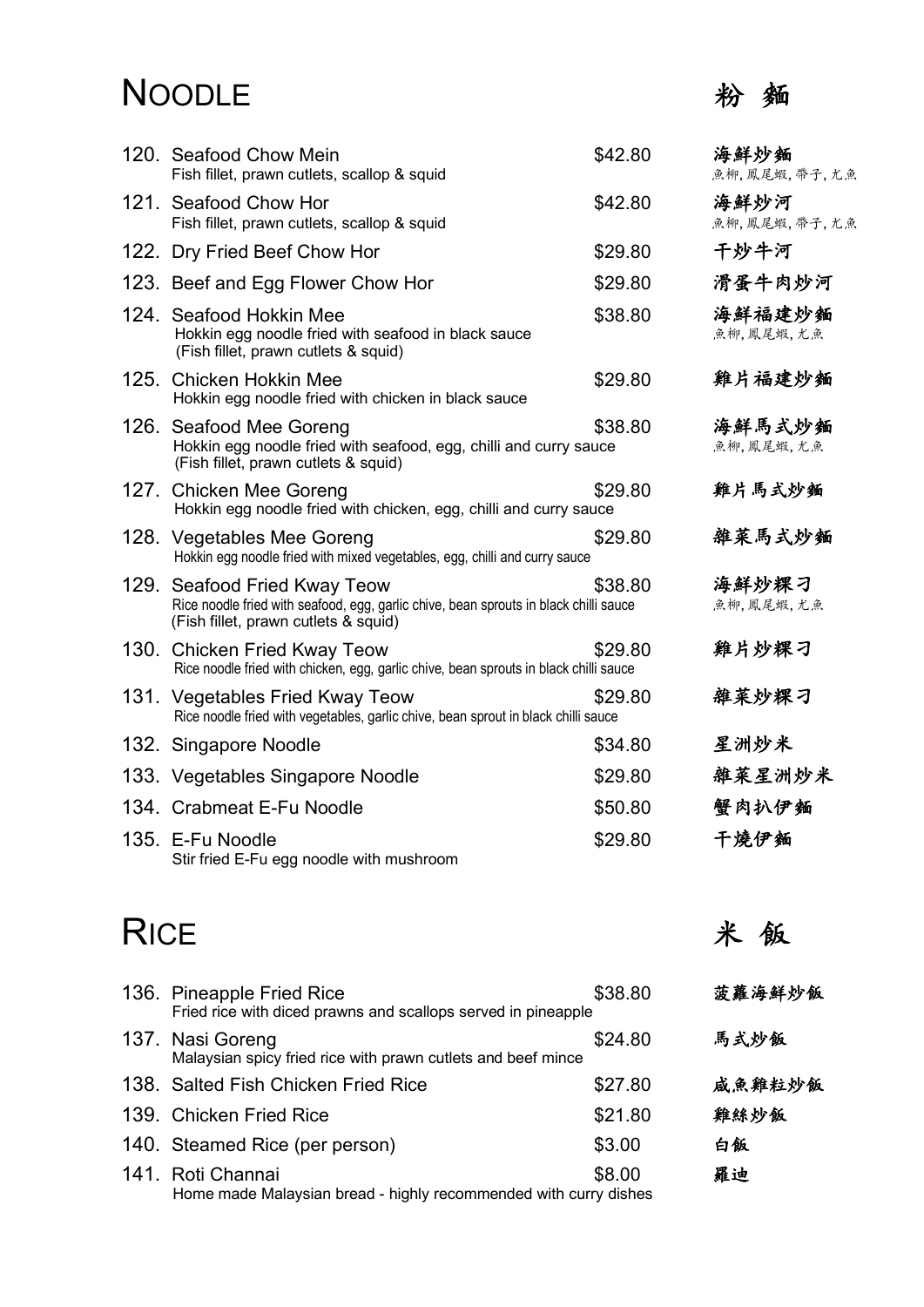# NOODLE 粉 麵

| | | | |
|---|---|---|---|
| 120. | Seafood Chow Mein<br>Fish fillet, prawn cutlets, scallop & squid | $42.80 | 海鮮炒麵<br>魚柳, 鳳尾蝦, 帶子, 尤魚 |
| 121. | Seafood Chow Hor<br>Fish fillet, prawn cutlets, scallop & squid | $42.80 | 海鮮炒河<br>魚柳, 鳳尾蝦, 帶子, 尤魚 |
| 122. | Dry Fried Beef Chow Hor | $29.80 | 干炒牛河 |
| 123. | Beef and Egg Flower Chow Hor | $29.80 | 滑蛋牛肉炒河 |
| 124. | Seafood Hokkin Mee<br>Hokkin egg noodle fried with seafood in black sauce<br>(Fish fillet, prawn cutlets & squid) | $38.80 | 海鮮福建炒麵<br>魚柳, 鳳尾蝦, 尤魚 |
| 125. | Chicken Hokkin Mee<br>Hokkin egg noodle fried with chicken in black sauce | $29.80 | 雞片福建炒麵 |
| 126. | Seafood Mee Goreng<br>Hokkin egg noodle fried with seafood, egg, chilli and curry sauce<br>(Fish fillet, prawn cutlets & squid) | $38.80 | 海鮮馬式炒麵<br>魚柳, 鳳尾蝦, 尤魚 |
| 127. | Chicken Mee Goreng<br>Hokkin egg noodle fried with chicken, egg, chilli and curry sauce | $29.80 | 雞片馬式炒麵 |
| 128. | Vegetables Mee Goreng<br>Hokkin egg noodle fried with mixed vegetables, egg, chilli and curry sauce | $29.80 | 雜菜馬式炒麵 |
| 129. | Seafood Fried Kway Teow<br>Rice noodle fried with seafood, egg, garlic chive, bean sprouts in black chilli sauce<br>(Fish fillet, prawn cutlets & squid) | $38.80 | 海鮮炒粿刁<br>魚柳, 鳳尾蝦, 尤魚 |
| 130. | Chicken Fried Kway Teow<br>Rice noodle fried with chicken, egg, garlic chive, bean sprouts in black chilli sauce | $29.80 | 雞片炒粿刁 |
| 131. | Vegetables Fried Kway Teow<br>Rice noodle fried with vegetables, garlic chive, bean sprout in black chilli sauce | $29.80 | 雜菜炒粿刁 |
| 132. | Singapore Noodle | $34.80 | 星洲炒米 |
| 133. | Vegetables Singapore Noodle | $29.80 | 雜菜星洲炒米 |
| 134. | Crabmeat E-Fu Noodle | $50.80 | 蟹肉扒伊麵 |
| 135. | E-Fu Noodle<br>Stir fried E-Fu egg noodle with mushroom | $29.80 | 干燒伊麵 |

# RICE 米 飯

| | | | |
|---|---|---|---|
| 136. | Pineapple Fried Rice<br>Fried rice with diced prawns and scallops served in pineapple | $38.80 | 菠蘿海鮮炒飯 |
| 137. | Nasi Goreng<br>Malaysian spicy fried rice with prawn cutlets and beef mince | $24.80 | 馬式炒飯 |
| 138. | Salted Fish Chicken Fried Rice | $27.80 | 咸魚雞粒炒飯 |
| 139. | Chicken Fried Rice | $21.80 | 雞絲炒飯 |
| 140. | Steamed Rice (per person) | $3.00 | 白飯 |
| 141. | Roti Channai<br>Home made Malaysian bread - highly recommended with curry dishes | $8.00 | 羅迪 |